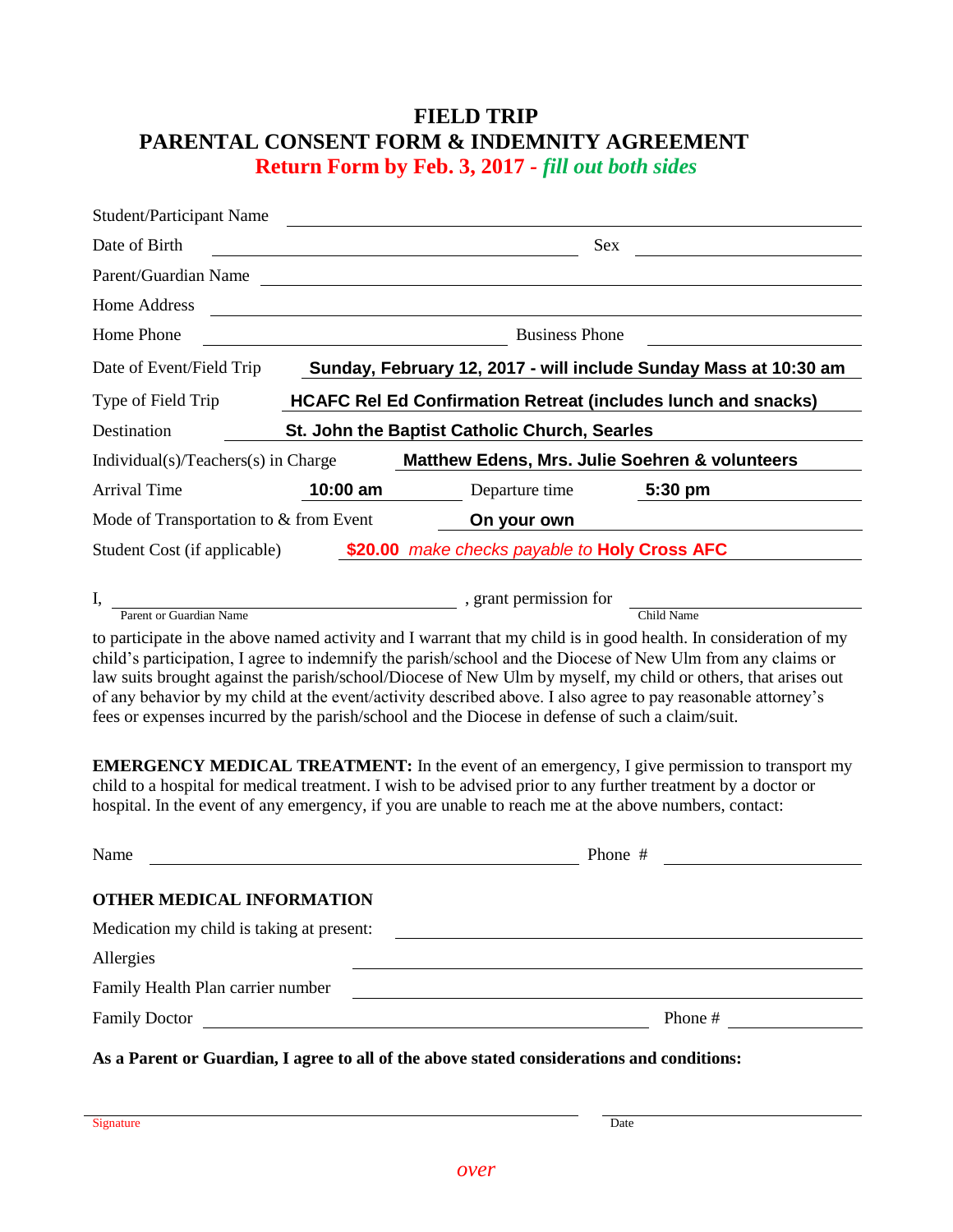# FIELD TRIP
# PARENTAL CONSENT FORM & INDEMNITY AGREEMENT

**Return Form by Feb. 3, 2017 - *fill out both sides***

Student/Participant Name ______________________________

Date of Birth ______________________ Sex ______________

Parent/Guardian Name ______________________________

Home Address ______________________________

Home Phone ______________________ Business Phone ______________

Date of Event/Field Trip **Sunday, February 12, 2017 - will include Sunday Mass at 10:30 am**

Type of Field Trip **HCAFC Rel Ed Confirmation Retreat (includes lunch and snacks)**

Destination **St. John the Baptist Catholic Church, Searles**

Individual(s)/Teachers(s) in Charge **Matthew Edens, Mrs. Julie Soehren & volunteers**

Arrival Time **10:00 am** Departure time **5:30 pm**

Mode of Transportation to & from Event **On your own**

Student Cost (if applicable) **$20.00** *make checks payable to* **Holy Cross AFC**

I, ______________________ , grant permission for ______________________
Parent or Guardian Name — Child Name

to participate in the above named activity and I warrant that my child is in good health. In consideration of my child's participation, I agree to indemnify the parish/school and the Diocese of New Ulm from any claims or law suits brought against the parish/school/Diocese of New Ulm by myself, my child or others, that arises out of any behavior by my child at the event/activity described above. I also agree to pay reasonable attorney's fees or expenses incurred by the parish/school and the Diocese in defense of such a claim/suit.

**EMERGENCY MEDICAL TREATMENT:** In the event of an emergency, I give permission to transport my child to a hospital for medical treatment. I wish to be advised prior to any further treatment by a doctor or hospital. In the event of any emergency, if you are unable to reach me at the above numbers, contact:

Name ______________________ Phone # ______________

**OTHER MEDICAL INFORMATION**

Medication my child is taking at present: ______________________

Allergies ______________________

Family Health Plan carrier number ______________________

Family Doctor ______________________ Phone # ______________

**As a Parent or Guardian, I agree to all of the above stated considerations and conditions:**

______________________ ______________
Signature — Date

*over*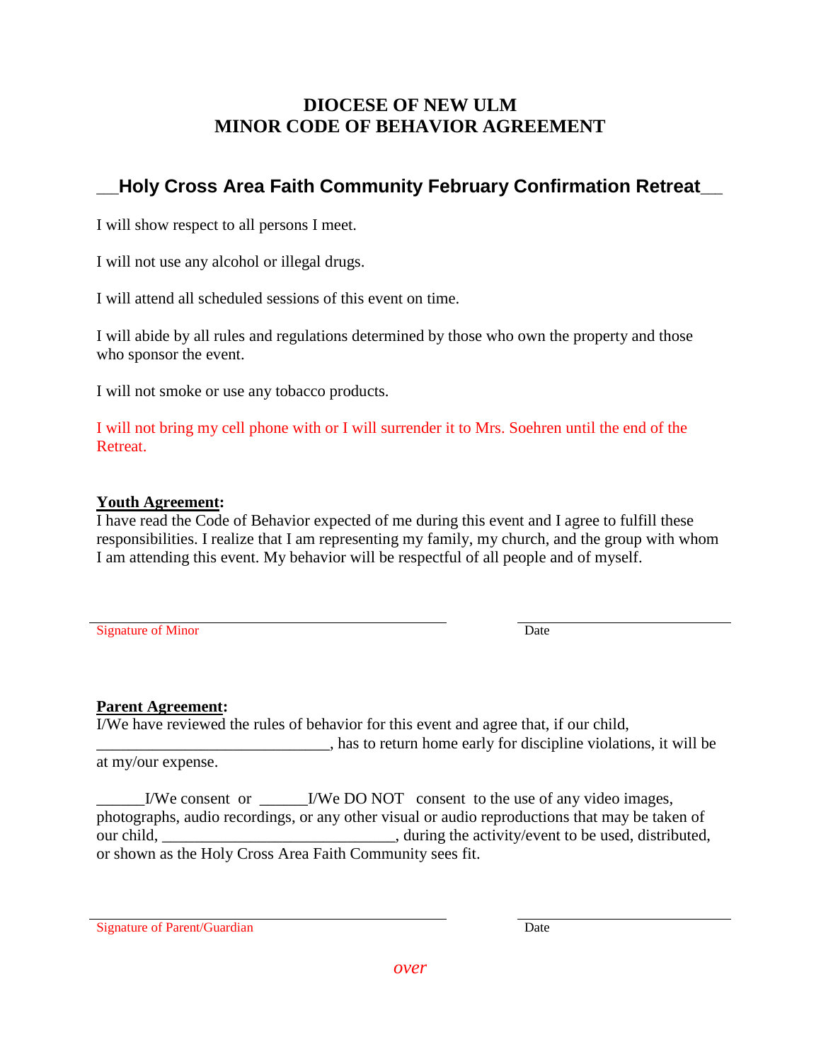# DIOCESE OF NEW ULM
# MINOR CODE OF BEHAVIOR AGREEMENT

## __Holy Cross Area Faith Community February Confirmation Retreat__

I will show respect to all persons I meet.

I will not use any alcohol or illegal drugs.

I will attend all scheduled sessions of this event on time.

I will abide by all rules and regulations determined by those who own the property and those who sponsor the event.

I will not smoke or use any tobacco products.

I will not bring my cell phone with or I will surrender it to Mrs. Soehren until the end of the Retreat.

**Youth Agreement:**
I have read the Code of Behavior expected of me during this event and I agree to fulfill these responsibilities. I realize that I am representing my family, my church, and the group with whom I am attending this event. My behavior will be respectful of all people and of myself.

Signature of Minor _______________________________ Date ______________

**Parent Agreement:**
I/We have reviewed the rules of behavior for this event and agree that, if our child, _____________________________, has to return home early for discipline violations, it will be at my/our expense.

______I/We consent or ______I/We DO NOT consent to the use of any video images, photographs, audio recordings, or any other visual or audio reproductions that may be taken of our child, _____________________________, during the activity/event to be used, distributed, or shown as the Holy Cross Area Faith Community sees fit.

Signature of Parent/Guardian _______________________________ Date ______________

*over*